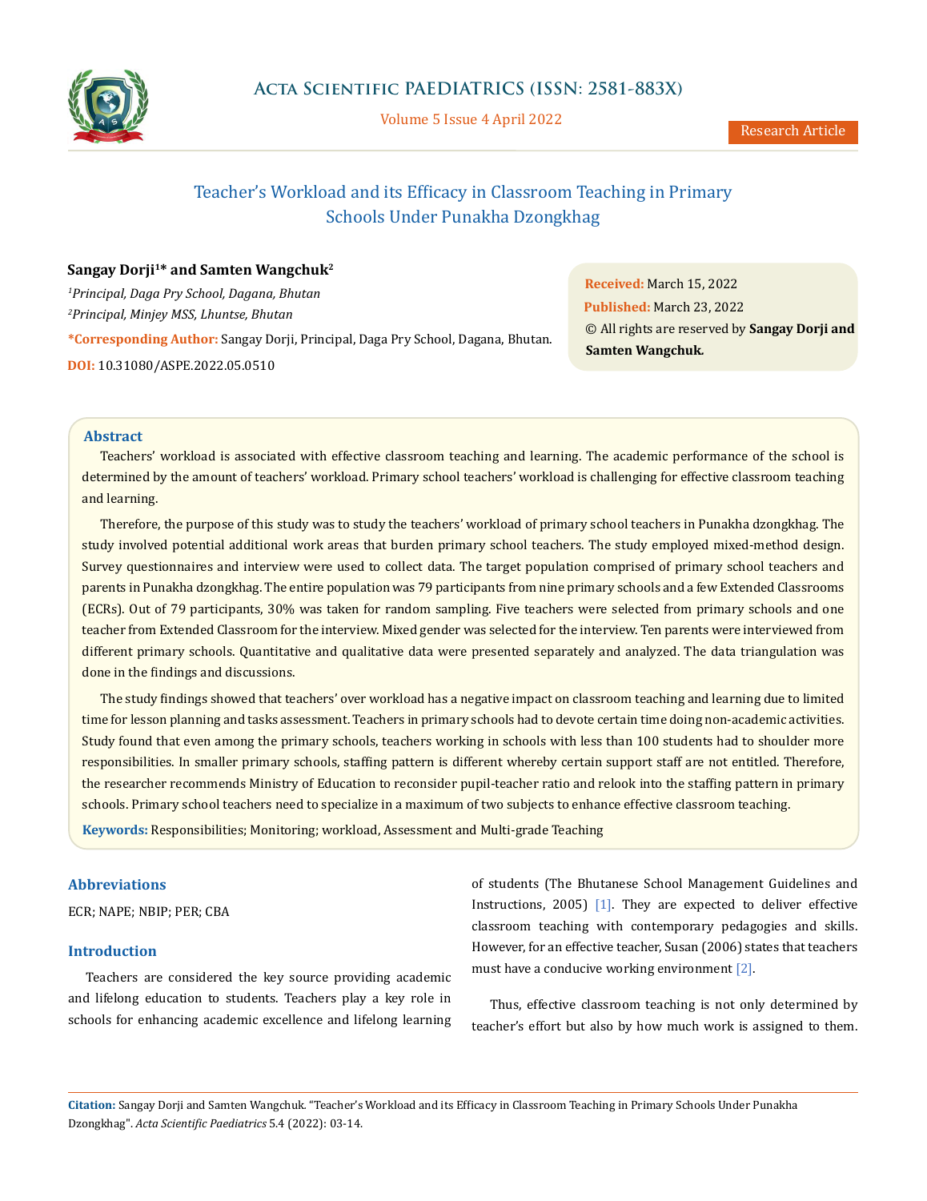# Teacher's Workload and its Efficacy in Classroom Teaching in Primary Schools Under Punakha Dzongkhag

**Sangay Dorji[1]* and Samten Wangchuk[2]**

*[1]Principal, Daga Pry School, Dagana, Bhutan*

*[2]Principal, Minjey MSS, Lhuntse, Bhutan*

***Corresponding Author:** Sangay Dorji, Principal, Daga Pry School, Dagana, Bhutan.

**DOI:** 10.31080/ASPE.2022.05.0510

**Received:** March 15, 2022

**Published:** March 23, 2022

© All rights are reserved by **Sangay Dorji and Samten Wangchuk.**

## Abstract

Teachers' workload is associated with effective classroom teaching and learning. The academic performance of the school is determined by the amount of teachers' workload. Primary school teachers' workload is challenging for effective classroom teaching and learning.

Therefore, the purpose of this study was to study the teachers' workload of primary school teachers in Punakha dzongkhag. The study involved potential additional work areas that burden primary school teachers. The study employed mixed-method design. Survey questionnaires and interview were used to collect data. The target population comprised of primary school teachers and parents in Punakha dzongkhag. The entire population was 79 participants from nine primary schools and a few Extended Classrooms (ECRs). Out of 79 participants, 30% was taken for random sampling. Five teachers were selected from primary schools and one teacher from Extended Classroom for the interview. Mixed gender was selected for the interview. Ten parents were interviewed from different primary schools. Quantitative and qualitative data were presented separately and analyzed. The data triangulation was done in the findings and discussions.

The study findings showed that teachers' over workload has a negative impact on classroom teaching and learning due to limited time for lesson planning and tasks assessment. Teachers in primary schools had to devote certain time doing non-academic activities. Study found that even among the primary schools, teachers working in schools with less than 100 students had to shoulder more responsibilities. In smaller primary schools, staffing pattern is different whereby certain support staff are not entitled. Therefore, the researcher recommends Ministry of Education to reconsider pupil-teacher ratio and relook into the staffing pattern in primary schools. Primary school teachers need to specialize in a maximum of two subjects to enhance effective classroom teaching.

**Keywords:** Responsibilities; Monitoring; workload, Assessment and Multi-grade Teaching

## Abbreviations

ECR; NAPE; NBIP; PER; CBA

## Introduction

Teachers are considered the key source providing academic and lifelong education to students. Teachers play a key role in schools for enhancing academic excellence and lifelong learning of students (The Bhutanese School Management Guidelines and Instructions, 2005) [1]. They are expected to deliver effective classroom teaching with contemporary pedagogies and skills. However, for an effective teacher, Susan (2006) states that teachers must have a conducive working environment [2].

Thus, effective classroom teaching is not only determined by teacher's effort but also by how much work is assigned to them.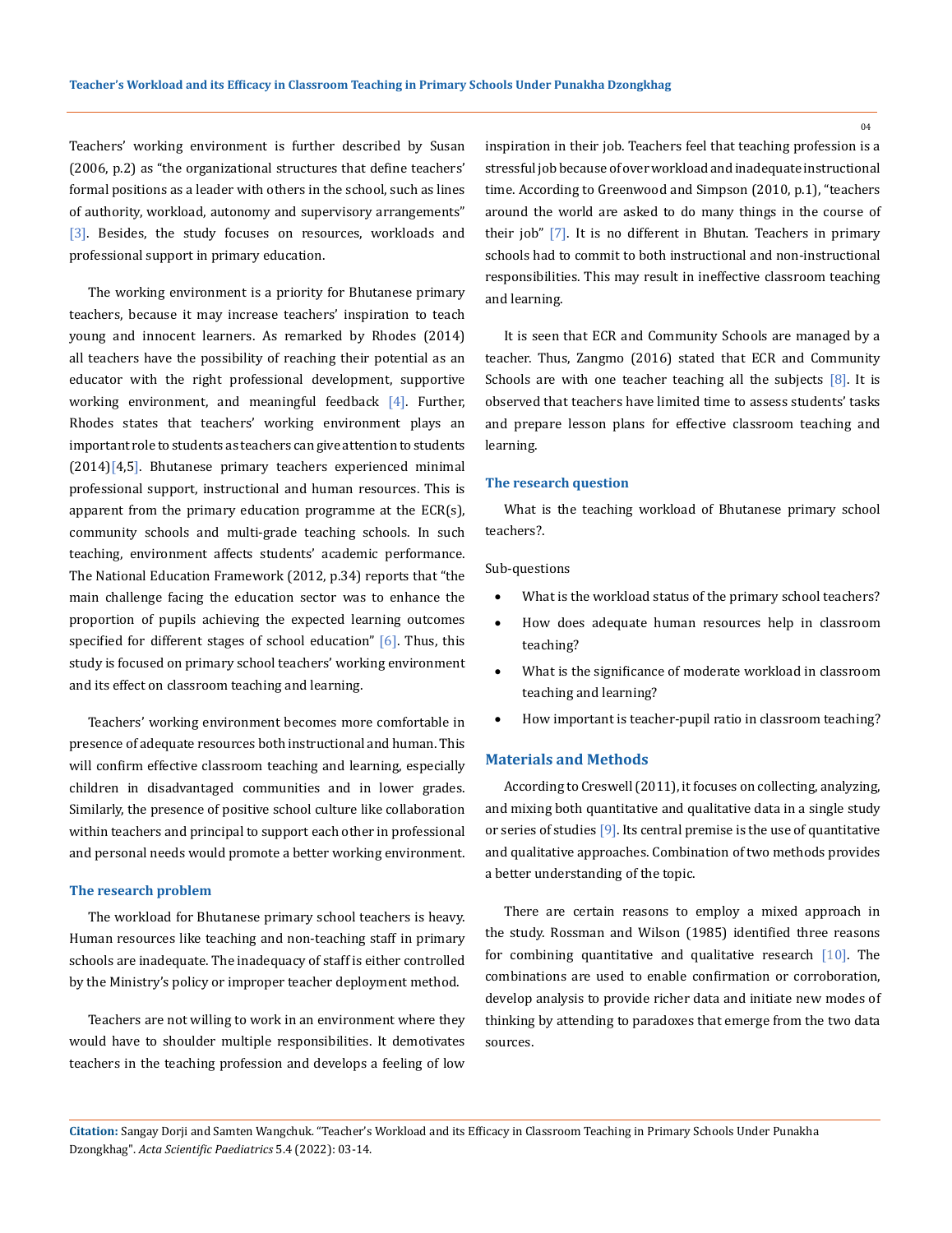Teachers' working environment is further described by Susan (2006, p.2) as "the organizational structures that define teachers' formal positions as a leader with others in the school, such as lines of authority, workload, autonomy and supervisory arrangements" [3]. Besides, the study focuses on resources, workloads and professional support in primary education.

The working environment is a priority for Bhutanese primary teachers, because it may increase teachers' inspiration to teach young and innocent learners. As remarked by Rhodes (2014) all teachers have the possibility of reaching their potential as an educator with the right professional development, supportive working environment, and meaningful feedback [4]. Further, Rhodes states that teachers' working environment plays an important role to students as teachers can give attention to students (2014)[4,5]. Bhutanese primary teachers experienced minimal professional support, instructional and human resources. This is apparent from the primary education programme at the ECR(s), community schools and multi-grade teaching schools. In such teaching, environment affects students' academic performance. The National Education Framework (2012, p.34) reports that "the main challenge facing the education sector was to enhance the proportion of pupils achieving the expected learning outcomes specified for different stages of school education" [6]. Thus, this study is focused on primary school teachers' working environment and its effect on classroom teaching and learning.

Teachers' working environment becomes more comfortable in presence of adequate resources both instructional and human. This will confirm effective classroom teaching and learning, especially children in disadvantaged communities and in lower grades. Similarly, the presence of positive school culture like collaboration within teachers and principal to support each other in professional and personal needs would promote a better working environment.

### The research problem

The workload for Bhutanese primary school teachers is heavy. Human resources like teaching and non-teaching staff in primary schools are inadequate. The inadequacy of staff is either controlled by the Ministry's policy or improper teacher deployment method.

Teachers are not willing to work in an environment where they would have to shoulder multiple responsibilities. It demotivates teachers in the teaching profession and develops a feeling of low inspiration in their job. Teachers feel that teaching profession is a stressful job because of over workload and inadequate instructional time. According to Greenwood and Simpson (2010, p.1), "teachers around the world are asked to do many things in the course of their job" [7]. It is no different in Bhutan. Teachers in primary schools had to commit to both instructional and non-instructional responsibilities. This may result in ineffective classroom teaching and learning.

It is seen that ECR and Community Schools are managed by a teacher. Thus, Zangmo (2016) stated that ECR and Community Schools are with one teacher teaching all the subjects [8]. It is observed that teachers have limited time to assess students' tasks and prepare lesson plans for effective classroom teaching and learning.

### The research question

What is the teaching workload of Bhutanese primary school teachers?.

Sub-questions

- What is the workload status of the primary school teachers?
- How does adequate human resources help in classroom teaching?
- What is the significance of moderate workload in classroom teaching and learning?
- How important is teacher-pupil ratio in classroom teaching?

## Materials and Methods

According to Creswell (2011), it focuses on collecting, analyzing, and mixing both quantitative and qualitative data in a single study or series of studies [9]. Its central premise is the use of quantitative and qualitative approaches. Combination of two methods provides a better understanding of the topic.

There are certain reasons to employ a mixed approach in the study. Rossman and Wilson (1985) identified three reasons for combining quantitative and qualitative research [10]. The combinations are used to enable confirmation or corroboration, develop analysis to provide richer data and initiate new modes of thinking by attending to paradoxes that emerge from the two data sources.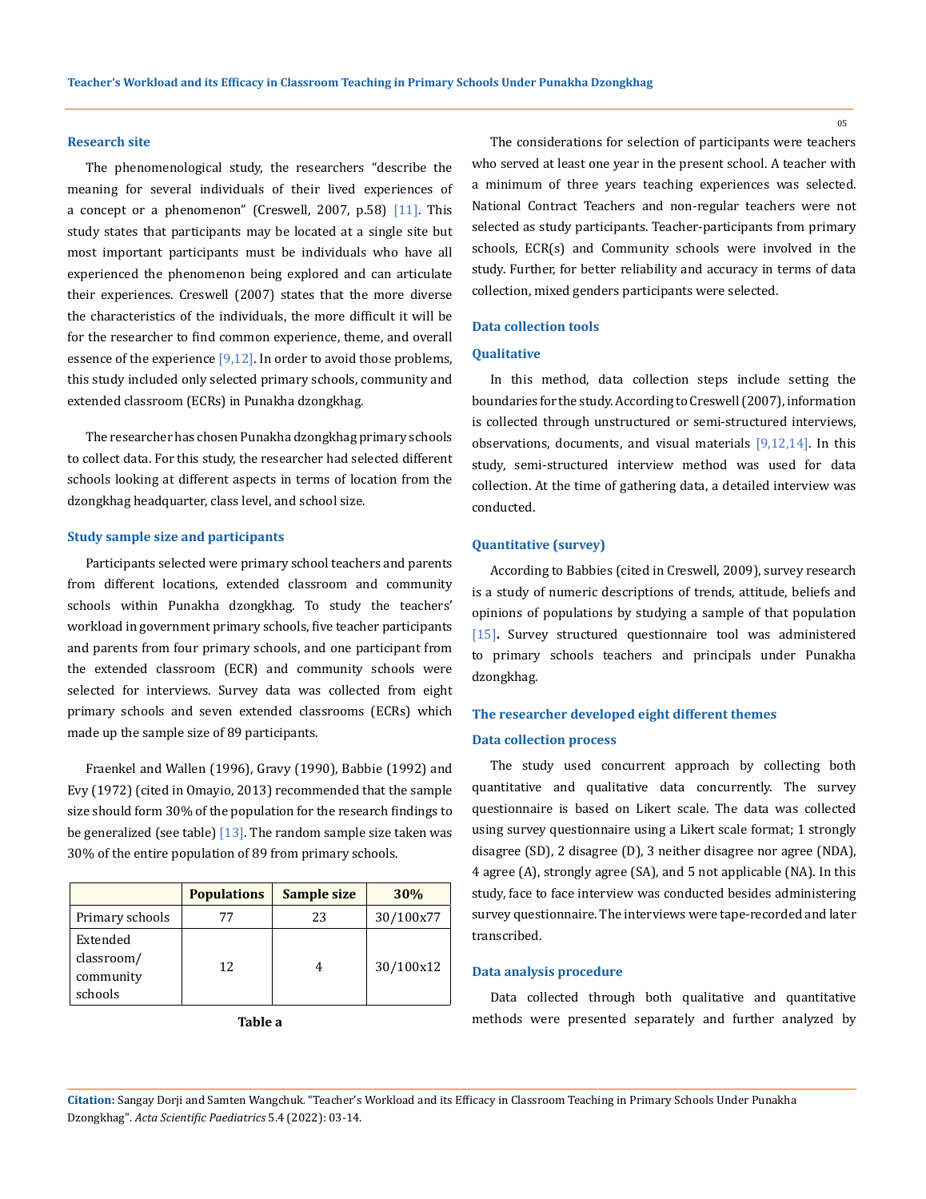### Research site

The phenomenological study, the researchers "describe the meaning for several individuals of their lived experiences of a concept or a phenomenon" (Creswell, 2007, p.58) [11]. This study states that participants may be located at a single site but most important participants must be individuals who have all experienced the phenomenon being explored and can articulate their experiences. Creswell (2007) states that the more diverse the characteristics of the individuals, the more difficult it will be for the researcher to find common experience, theme, and overall essence of the experience [9,12]. In order to avoid those problems, this study included only selected primary schools, community and extended classroom (ECRs) in Punakha dzongkhag.

The researcher has chosen Punakha dzongkhag primary schools to collect data. For this study, the researcher had selected different schools looking at different aspects in terms of location from the dzongkhag headquarter, class level, and school size.

### Study sample size and participants

Participants selected were primary school teachers and parents from different locations, extended classroom and community schools within Punakha dzongkhag. To study the teachers' workload in government primary schools, five teacher participants and parents from four primary schools, and one participant from the extended classroom (ECR) and community schools were selected for interviews. Survey data was collected from eight primary schools and seven extended classrooms (ECRs) which made up the sample size of 89 participants.

Fraenkel and Wallen (1996), Gravy (1990), Babbie (1992) and Evy (1972) (cited in Omayio, 2013) recommended that the sample size should form 30% of the population for the research findings to be generalized (see table) [13]. The random sample size taken was 30% of the entire population of 89 from primary schools.

| | Populations | Sample size | 30% |
|---|---|---|---|
| Primary schools | 77 | 23 | 30/100x77 |
| Extended classroom/ community schools | 12 | 4 | 30/100x12 |

**Table a**

The considerations for selection of participants were teachers who served at least one year in the present school. A teacher with a minimum of three years teaching experiences was selected. National Contract Teachers and non-regular teachers were not selected as study participants. Teacher-participants from primary schools, ECR(s) and Community schools were involved in the study. Further, for better reliability and accuracy in terms of data collection, mixed genders participants were selected.

### Data collection tools

#### Qualitative

In this method, data collection steps include setting the boundaries for the study. According to Creswell (2007), information is collected through unstructured or semi-structured interviews, observations, documents, and visual materials [9,12,14]. In this study, semi-structured interview method was used for data collection. At the time of gathering data, a detailed interview was conducted.

#### Quantitative (survey)

According to Babbies (cited in Creswell, 2009), survey research is a study of numeric descriptions of trends, attitude, beliefs and opinions of populations by studying a sample of that population [15]. Survey structured questionnaire tool was administered to primary schools teachers and principals under Punakha dzongkhag.

### The researcher developed eight different themes

### Data collection process

The study used concurrent approach by collecting both quantitative and qualitative data concurrently. The survey questionnaire is based on Likert scale. The data was collected using survey questionnaire using a Likert scale format; 1 strongly disagree (SD), 2 disagree (D), 3 neither disagree nor agree (NDA), 4 agree (A), strongly agree (SA), and 5 not applicable (NA). In this study, face to face interview was conducted besides administering survey questionnaire. The interviews were tape-recorded and later transcribed.

### Data analysis procedure

Data collected through both qualitative and quantitative methods were presented separately and further analyzed by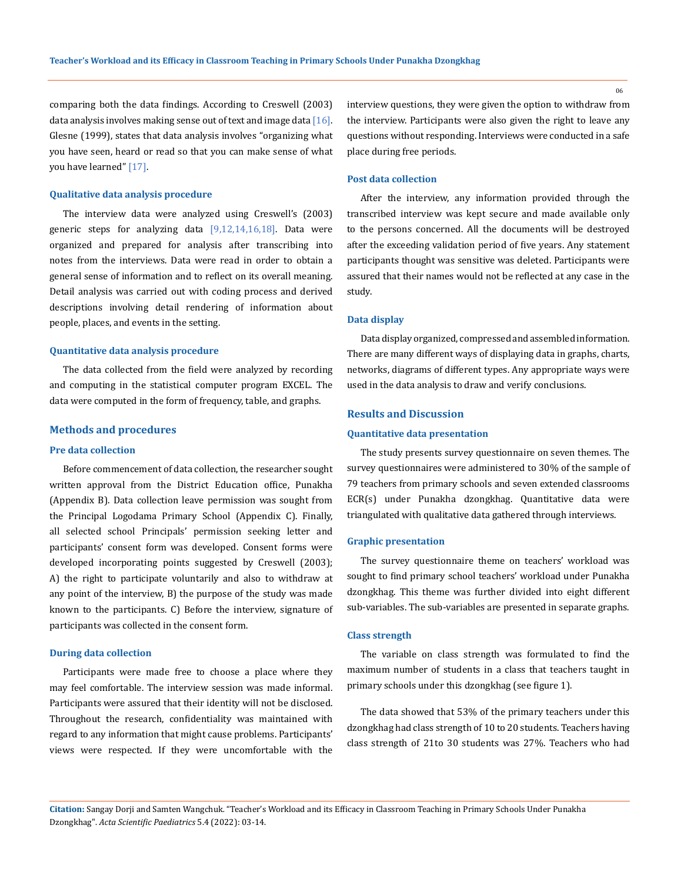comparing both the data findings. According to Creswell (2003) data analysis involves making sense out of text and image data [16]. Glesne (1999), states that data analysis involves "organizing what you have seen, heard or read so that you can make sense of what you have learned" [17].

### Qualitative data analysis procedure

The interview data were analyzed using Creswell's (2003) generic steps for analyzing data [9,12,14,16,18]. Data were organized and prepared for analysis after transcribing into notes from the interviews. Data were read in order to obtain a general sense of information and to reflect on its overall meaning. Detail analysis was carried out with coding process and derived descriptions involving detail rendering of information about people, places, and events in the setting.

### Quantitative data analysis procedure

The data collected from the field were analyzed by recording and computing in the statistical computer program EXCEL. The data were computed in the form of frequency, table, and graphs.

## Methods and procedures

### Pre data collection

Before commencement of data collection, the researcher sought written approval from the District Education office, Punakha (Appendix B). Data collection leave permission was sought from the Principal Logodama Primary School (Appendix C). Finally, all selected school Principals' permission seeking letter and participants' consent form was developed. Consent forms were developed incorporating points suggested by Creswell (2003); A) the right to participate voluntarily and also to withdraw at any point of the interview, B) the purpose of the study was made known to the participants. C) Before the interview, signature of participants was collected in the consent form.

### During data collection

Participants were made free to choose a place where they may feel comfortable. The interview session was made informal. Participants were assured that their identity will not be disclosed. Throughout the research, confidentiality was maintained with regard to any information that might cause problems. Participants' views were respected. If they were uncomfortable with the interview questions, they were given the option to withdraw from the interview. Participants were also given the right to leave any questions without responding. Interviews were conducted in a safe place during free periods.

### Post data collection

After the interview, any information provided through the transcribed interview was kept secure and made available only to the persons concerned. All the documents will be destroyed after the exceeding validation period of five years. Any statement participants thought was sensitive was deleted. Participants were assured that their names would not be reflected at any case in the study.

### Data display

Data display organized, compressed and assembled information. There are many different ways of displaying data in graphs, charts, networks, diagrams of different types. Any appropriate ways were used in the data analysis to draw and verify conclusions.

## Results and Discussion

### Quantitative data presentation

The study presents survey questionnaire on seven themes. The survey questionnaires were administered to 30% of the sample of 79 teachers from primary schools and seven extended classrooms ECR(s) under Punakha dzongkhag. Quantitative data were triangulated with qualitative data gathered through interviews.

### Graphic presentation

The survey questionnaire theme on teachers' workload was sought to find primary school teachers' workload under Punakha dzongkhag. This theme was further divided into eight different sub-variables. The sub-variables are presented in separate graphs.

### Class strength

The variable on class strength was formulated to find the maximum number of students in a class that teachers taught in primary schools under this dzongkhag (see figure 1).

The data showed that 53% of the primary teachers under this dzongkhag had class strength of 10 to 20 students. Teachers having class strength of 21to 30 students was 27%. Teachers who had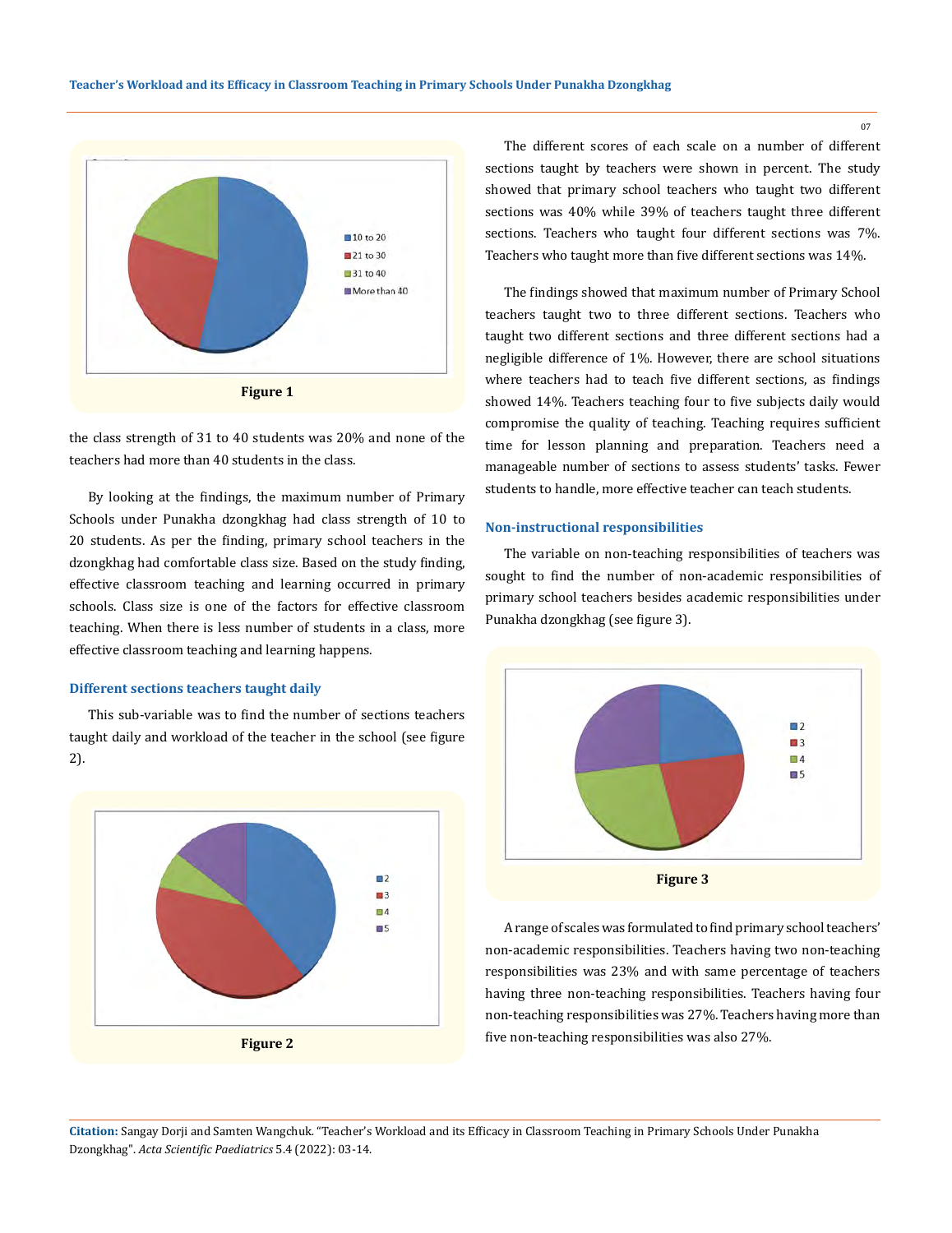Figure 1

the class strength of 31 to 40 students was 20% and none of the teachers had more than 40 students in the class.

By looking at the findings, the maximum number of Primary Schools under Punakha dzongkhag had class strength of 10 to 20 students. As per the finding, primary school teachers in the dzongkhag had comfortable class size. Based on the study finding, effective classroom teaching and learning occurred in primary schools. Class size is one of the factors for effective classroom teaching. When there is less number of students in a class, more effective classroom teaching and learning happens.

### Different sections teachers taught daily

This sub-variable was to find the number of sections teachers taught daily and workload of the teacher in the school (see figure 2).

Figure 2

The different scores of each scale on a number of different sections taught by teachers were shown in percent. The study showed that primary school teachers who taught two different sections was 40% while 39% of teachers taught three different sections. Teachers who taught four different sections was 7%. Teachers who taught more than five different sections was 14%.

The findings showed that maximum number of Primary School teachers taught two to three different sections. Teachers who taught two different sections and three different sections had a negligible difference of 1%. However, there are school situations where teachers had to teach five different sections, as findings showed 14%. Teachers teaching four to five subjects daily would compromise the quality of teaching. Teaching requires sufficient time for lesson planning and preparation. Teachers need a manageable number of sections to assess students' tasks. Fewer students to handle, more effective teacher can teach students.

### Non-instructional responsibilities

The variable on non-teaching responsibilities of teachers was sought to find the number of non-academic responsibilities of primary school teachers besides academic responsibilities under Punakha dzongkhag (see figure 3).

Figure 3

A range of scales was formulated to find primary school teachers' non-academic responsibilities. Teachers having two non-teaching responsibilities was 23% and with same percentage of teachers having three non-teaching responsibilities. Teachers having four non-teaching responsibilities was 27%. Teachers having more than five non-teaching responsibilities was also 27%.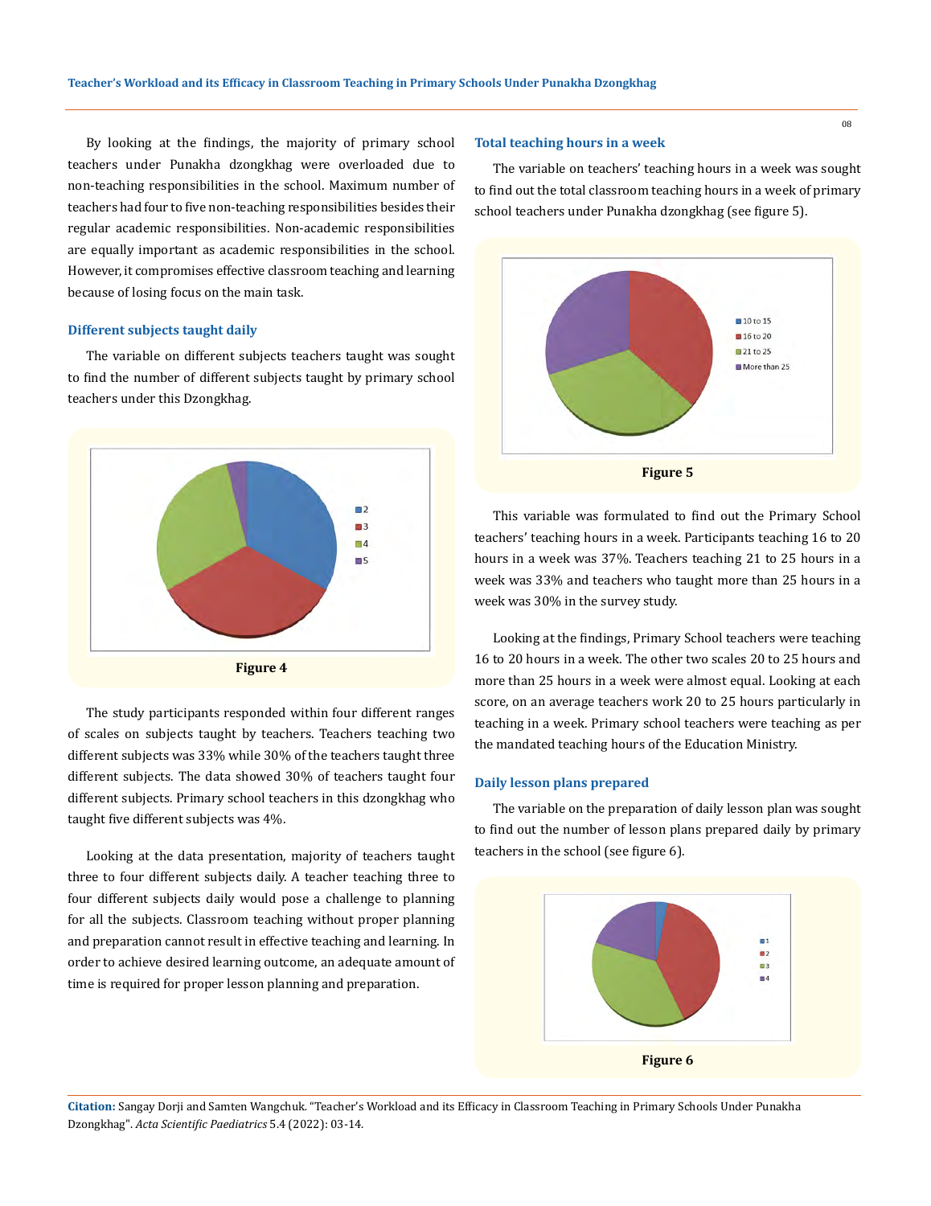By looking at the findings, the majority of primary school teachers under Punakha dzongkhag were overloaded due to non-teaching responsibilities in the school. Maximum number of teachers had four to five non-teaching responsibilities besides their regular academic responsibilities. Non-academic responsibilities are equally important as academic responsibilities in the school. However, it compromises effective classroom teaching and learning because of losing focus on the main task.

### Different subjects taught daily

The variable on different subjects teachers taught was sought to find the number of different subjects taught by primary school teachers under this Dzongkhag.

**Figure 4**

The study participants responded within four different ranges of scales on subjects taught by teachers. Teachers teaching two different subjects was 33% while 30% of the teachers taught three different subjects. The data showed 30% of teachers taught four different subjects. Primary school teachers in this dzongkhag who taught five different subjects was 4%.

Looking at the data presentation, majority of teachers taught three to four different subjects daily. A teacher teaching three to four different subjects daily would pose a challenge to planning for all the subjects. Classroom teaching without proper planning and preparation cannot result in effective teaching and learning. In order to achieve desired learning outcome, an adequate amount of time is required for proper lesson planning and preparation.

### Total teaching hours in a week

The variable on teachers' teaching hours in a week was sought to find out the total classroom teaching hours in a week of primary school teachers under Punakha dzongkhag (see figure 5).

**Figure 5**

This variable was formulated to find out the Primary School teachers' teaching hours in a week. Participants teaching 16 to 20 hours in a week was 37%. Teachers teaching 21 to 25 hours in a week was 33% and teachers who taught more than 25 hours in a week was 30% in the survey study.

Looking at the findings, Primary School teachers were teaching 16 to 20 hours in a week. The other two scales 20 to 25 hours and more than 25 hours in a week were almost equal. Looking at each score, on an average teachers work 20 to 25 hours particularly in teaching in a week. Primary school teachers were teaching as per the mandated teaching hours of the Education Ministry.

### Daily lesson plans prepared

The variable on the preparation of daily lesson plan was sought to find out the number of lesson plans prepared daily by primary teachers in the school (see figure 6).

**Figure 6**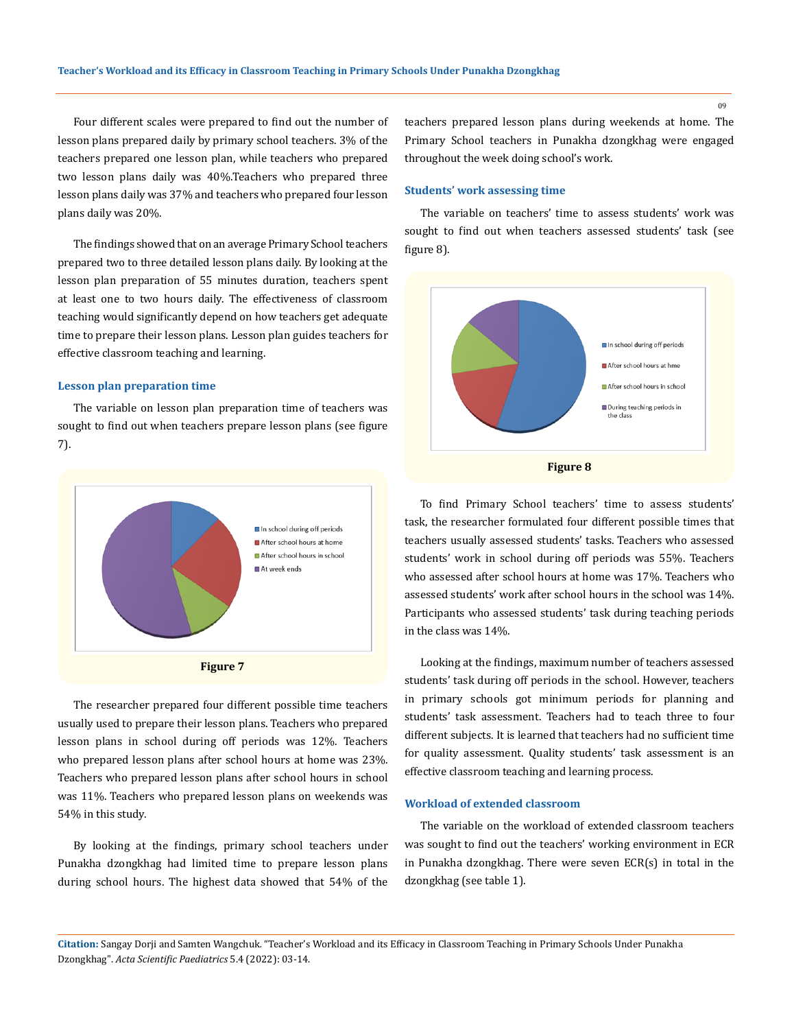Four different scales were prepared to find out the number of lesson plans prepared daily by primary school teachers. 3% of the teachers prepared one lesson plan, while teachers who prepared two lesson plans daily was 40%.Teachers who prepared three lesson plans daily was 37% and teachers who prepared four lesson plans daily was 20%.

The findings showed that on an average Primary School teachers prepared two to three detailed lesson plans daily. By looking at the lesson plan preparation of 55 minutes duration, teachers spent at least one to two hours daily. The effectiveness of classroom teaching would significantly depend on how teachers get adequate time to prepare their lesson plans. Lesson plan guides teachers for effective classroom teaching and learning.

### Lesson plan preparation time

The variable on lesson plan preparation time of teachers was sought to find out when teachers prepare lesson plans (see figure 7).

In school during off periods
After school hours at home
After school hours in school
At week ends

**Figure 7**

The researcher prepared four different possible time teachers usually used to prepare their lesson plans. Teachers who prepared lesson plans in school during off periods was 12%. Teachers who prepared lesson plans after school hours at home was 23%. Teachers who prepared lesson plans after school hours in school was 11%. Teachers who prepared lesson plans on weekends was 54% in this study.

By looking at the findings, primary school teachers under Punakha dzongkhag had limited time to prepare lesson plans during school hours. The highest data showed that 54% of the teachers prepared lesson plans during weekends at home. The Primary School teachers in Punakha dzongkhag were engaged throughout the week doing school's work.

### Students' work assessing time

The variable on teachers' time to assess students' work was sought to find out when teachers assessed students' task (see figure 8).

In school during off periods
After school hours at hme
After school hours in school
During teaching periods in the class

**Figure 8**

To find Primary School teachers' time to assess students' task, the researcher formulated four different possible times that teachers usually assessed students' tasks. Teachers who assessed students' work in school during off periods was 55%. Teachers who assessed after school hours at home was 17%. Teachers who assessed students' work after school hours in the school was 14%. Participants who assessed students' task during teaching periods in the class was 14%.

Looking at the findings, maximum number of teachers assessed students' task during off periods in the school. However, teachers in primary schools got minimum periods for planning and students' task assessment. Teachers had to teach three to four different subjects. It is learned that teachers had no sufficient time for quality assessment. Quality students' task assessment is an effective classroom teaching and learning process.

### Workload of extended classroom

The variable on the workload of extended classroom teachers was sought to find out the teachers' working environment in ECR in Punakha dzongkhag. There were seven ECR(s) in total in the dzongkhag (see table 1).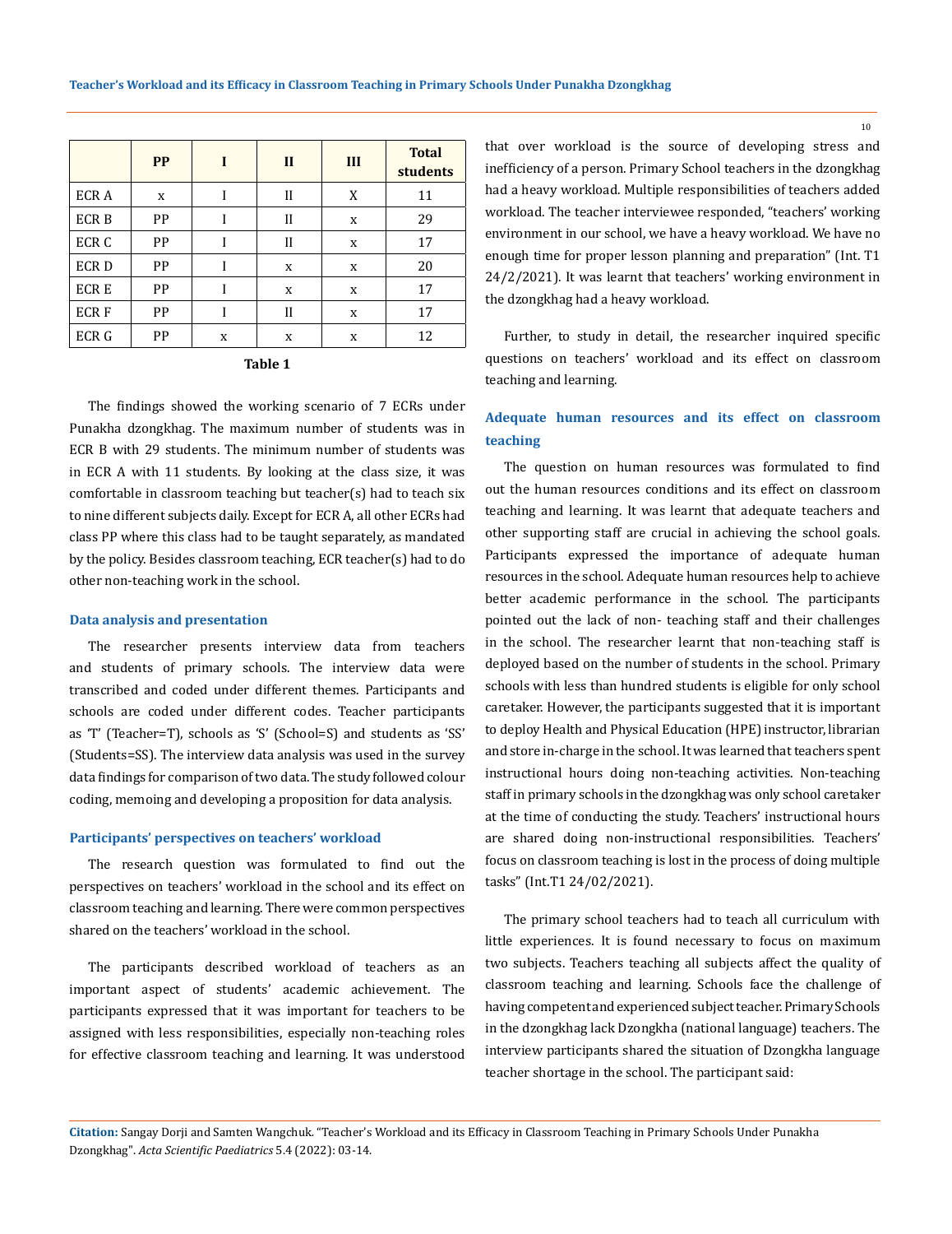|  | PP | I | II | III | Total students |
|---|---|---|---|---|---|
| ECR A | x | I | II | X | 11 |
| ECR B | PP | I | II | x | 29 |
| ECR C | PP | I | II | x | 17 |
| ECR D | PP | I | x | x | 20 |
| ECR E | PP | I | x | x | 17 |
| ECR F | PP | I | II | x | 17 |
| ECR G | PP | x | x | x | 12 |

**Table 1**

The findings showed the working scenario of 7 ECRs under Punakha dzongkhag. The maximum number of students was in ECR B with 29 students. The minimum number of students was in ECR A with 11 students. By looking at the class size, it was comfortable in classroom teaching but teacher(s) had to teach six to nine different subjects daily. Except for ECR A, all other ECRs had class PP where this class had to be taught separately, as mandated by the policy. Besides classroom teaching, ECR teacher(s) had to do other non-teaching work in the school.

### Data analysis and presentation

The researcher presents interview data from teachers and students of primary schools. The interview data were transcribed and coded under different themes. Participants and schools are coded under different codes. Teacher participants as 'T' (Teacher=T), schools as 'S' (School=S) and students as 'SS' (Students=SS). The interview data analysis was used in the survey data findings for comparison of two data. The study followed colour coding, memoing and developing a proposition for data analysis.

### Participants' perspectives on teachers' workload

The research question was formulated to find out the perspectives on teachers' workload in the school and its effect on classroom teaching and learning. There were common perspectives shared on the teachers' workload in the school.

The participants described workload of teachers as an important aspect of students' academic achievement. The participants expressed that it was important for teachers to be assigned with less responsibilities, especially non-teaching roles for effective classroom teaching and learning. It was understood that over workload is the source of developing stress and inefficiency of a person. Primary School teachers in the dzongkhag had a heavy workload. Multiple responsibilities of teachers added workload. The teacher interviewee responded, "teachers' working environment in our school, we have a heavy workload. We have no enough time for proper lesson planning and preparation" (Int. T1 24/2/2021). It was learnt that teachers' working environment in the dzongkhag had a heavy workload.

Further, to study in detail, the researcher inquired specific questions on teachers' workload and its effect on classroom teaching and learning.

### Adequate human resources and its effect on classroom teaching

The question on human resources was formulated to find out the human resources conditions and its effect on classroom teaching and learning. It was learnt that adequate teachers and other supporting staff are crucial in achieving the school goals. Participants expressed the importance of adequate human resources in the school. Adequate human resources help to achieve better academic performance in the school. The participants pointed out the lack of non- teaching staff and their challenges in the school. The researcher learnt that non-teaching staff is deployed based on the number of students in the school. Primary schools with less than hundred students is eligible for only school caretaker. However, the participants suggested that it is important to deploy Health and Physical Education (HPE) instructor, librarian and store in-charge in the school. It was learned that teachers spent instructional hours doing non-teaching activities. Non-teaching staff in primary schools in the dzongkhag was only school caretaker at the time of conducting the study. Teachers' instructional hours are shared doing non-instructional responsibilities. Teachers' focus on classroom teaching is lost in the process of doing multiple tasks" (Int.T1 24/02/2021).

The primary school teachers had to teach all curriculum with little experiences. It is found necessary to focus on maximum two subjects. Teachers teaching all subjects affect the quality of classroom teaching and learning. Schools face the challenge of having competent and experienced subject teacher. Primary Schools in the dzongkhag lack Dzongkha (national language) teachers. The interview participants shared the situation of Dzongkha language teacher shortage in the school. The participant said: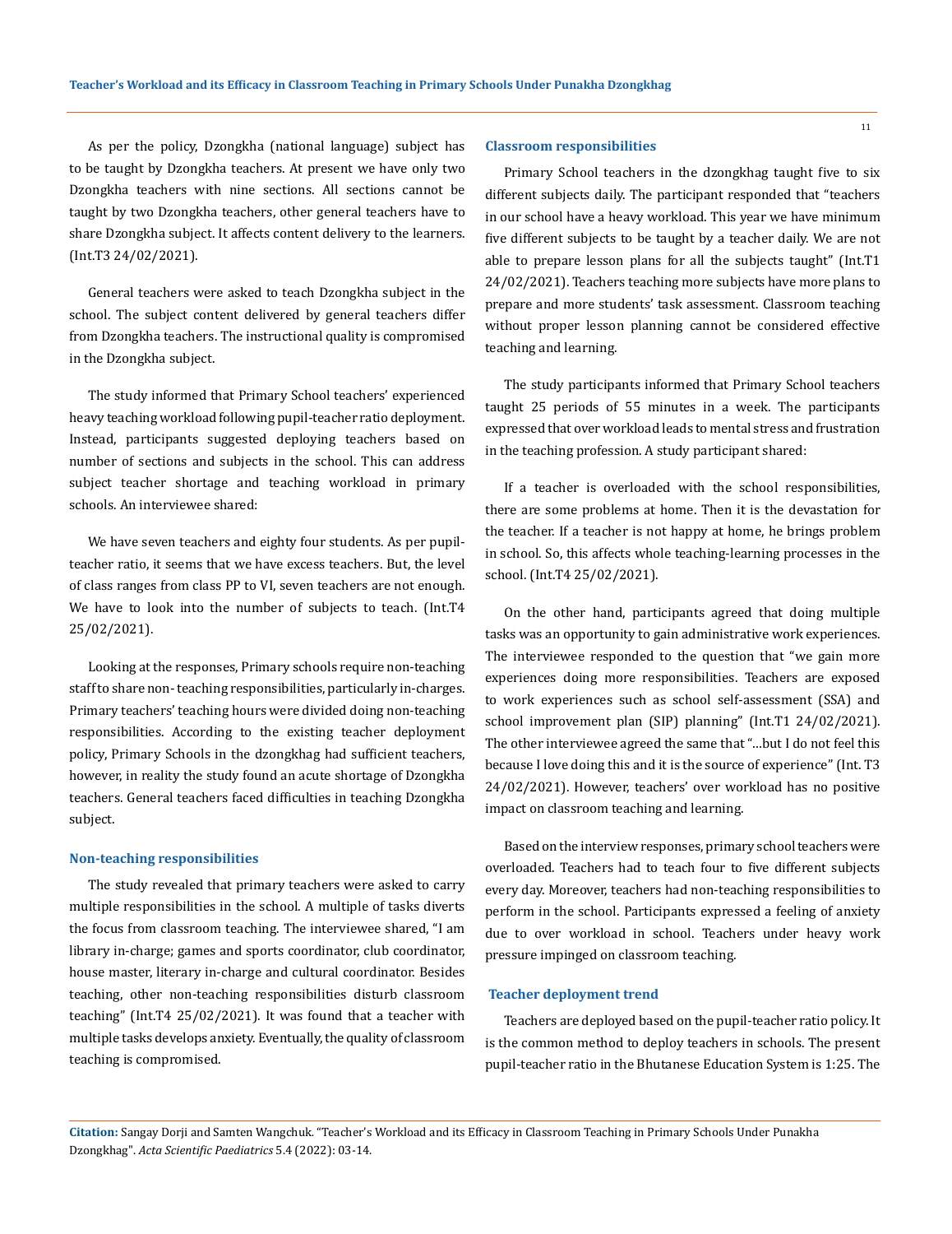As per the policy, Dzongkha (national language) subject has to be taught by Dzongkha teachers. At present we have only two Dzongkha teachers with nine sections. All sections cannot be taught by two Dzongkha teachers, other general teachers have to share Dzongkha subject. It affects content delivery to the learners. (Int.T3 24/02/2021).

General teachers were asked to teach Dzongkha subject in the school. The subject content delivered by general teachers differ from Dzongkha teachers. The instructional quality is compromised in the Dzongkha subject.

The study informed that Primary School teachers' experienced heavy teaching workload following pupil-teacher ratio deployment. Instead, participants suggested deploying teachers based on number of sections and subjects in the school. This can address subject teacher shortage and teaching workload in primary schools. An interviewee shared:

We have seven teachers and eighty four students. As per pupil-teacher ratio, it seems that we have excess teachers. But, the level of class ranges from class PP to VI, seven teachers are not enough. We have to look into the number of subjects to teach. (Int.T4 25/02/2021).

Looking at the responses, Primary schools require non-teaching staff to share non- teaching responsibilities, particularly in-charges. Primary teachers' teaching hours were divided doing non-teaching responsibilities. According to the existing teacher deployment policy, Primary Schools in the dzongkhag had sufficient teachers, however, in reality the study found an acute shortage of Dzongkha teachers. General teachers faced difficulties in teaching Dzongkha subject.

### Non-teaching responsibilities

The study revealed that primary teachers were asked to carry multiple responsibilities in the school. A multiple of tasks diverts the focus from classroom teaching. The interviewee shared, "I am library in-charge; games and sports coordinator, club coordinator, house master, literary in-charge and cultural coordinator. Besides teaching, other non-teaching responsibilities disturb classroom teaching" (Int.T4 25/02/2021). It was found that a teacher with multiple tasks develops anxiety. Eventually, the quality of classroom teaching is compromised.

### Classroom responsibilities

Primary School teachers in the dzongkhag taught five to six different subjects daily. The participant responded that "teachers in our school have a heavy workload. This year we have minimum five different subjects to be taught by a teacher daily. We are not able to prepare lesson plans for all the subjects taught" (Int.T1 24/02/2021). Teachers teaching more subjects have more plans to prepare and more students' task assessment. Classroom teaching without proper lesson planning cannot be considered effective teaching and learning.

The study participants informed that Primary School teachers taught 25 periods of 55 minutes in a week. The participants expressed that over workload leads to mental stress and frustration in the teaching profession. A study participant shared:

If a teacher is overloaded with the school responsibilities, there are some problems at home. Then it is the devastation for the teacher. If a teacher is not happy at home, he brings problem in school. So, this affects whole teaching-learning processes in the school. (Int.T4 25/02/2021).

On the other hand, participants agreed that doing multiple tasks was an opportunity to gain administrative work experiences. The interviewee responded to the question that "we gain more experiences doing more responsibilities. Teachers are exposed to work experiences such as school self-assessment (SSA) and school improvement plan (SIP) planning" (Int.T1 24/02/2021). The other interviewee agreed the same that "…but I do not feel this because I love doing this and it is the source of experience" (Int. T3 24/02/2021). However, teachers' over workload has no positive impact on classroom teaching and learning.

Based on the interview responses, primary school teachers were overloaded. Teachers had to teach four to five different subjects every day. Moreover, teachers had non-teaching responsibilities to perform in the school. Participants expressed a feeling of anxiety due to over workload in school. Teachers under heavy work pressure impinged on classroom teaching.

### Teacher deployment trend

Teachers are deployed based on the pupil-teacher ratio policy. It is the common method to deploy teachers in schools. The present pupil-teacher ratio in the Bhutanese Education System is 1:25. The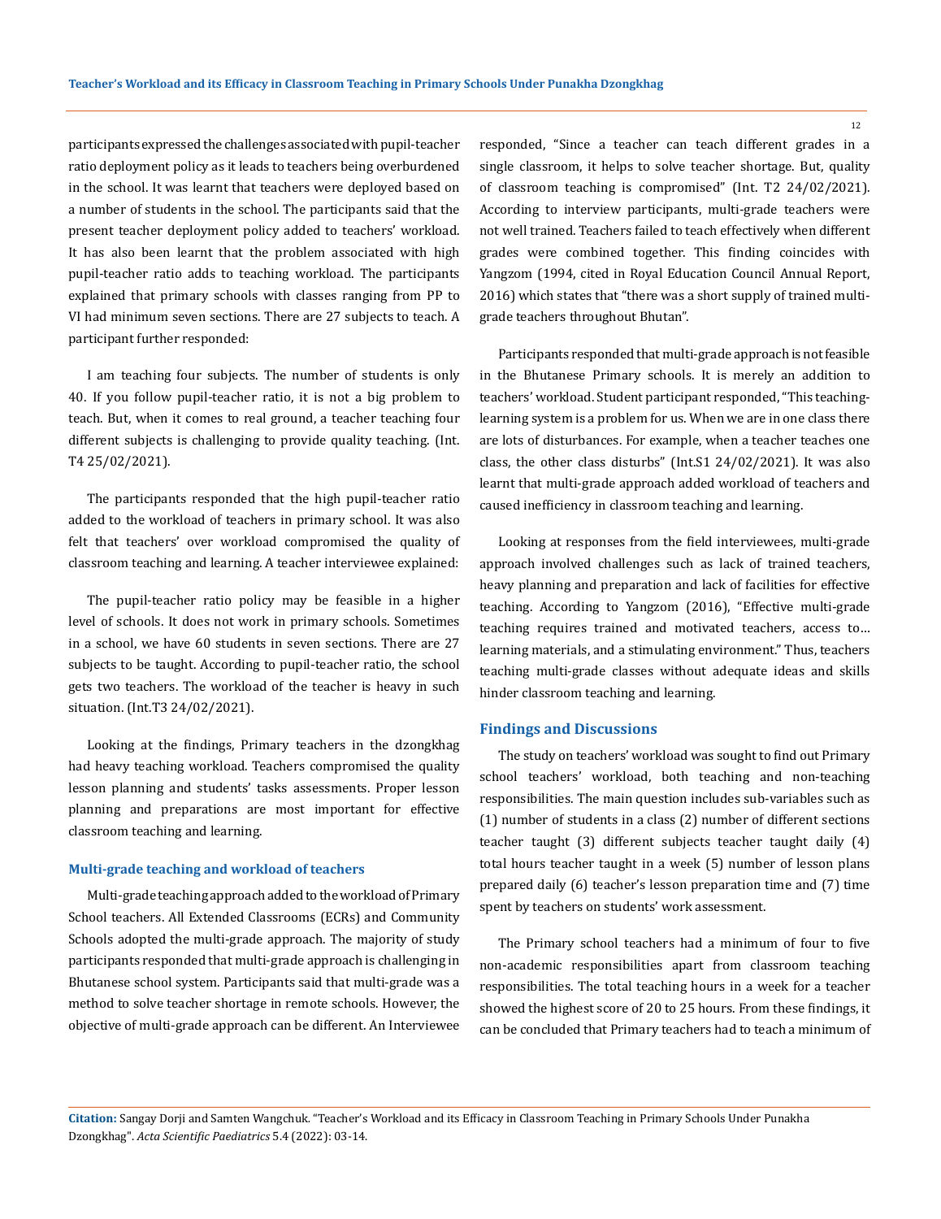participants expressed the challenges associated with pupil-teacher ratio deployment policy as it leads to teachers being overburdened in the school. It was learnt that teachers were deployed based on a number of students in the school. The participants said that the present teacher deployment policy added to teachers' workload. It has also been learnt that the problem associated with high pupil-teacher ratio adds to teaching workload. The participants explained that primary schools with classes ranging from PP to VI had minimum seven sections. There are 27 subjects to teach. A participant further responded:

I am teaching four subjects. The number of students is only 40. If you follow pupil-teacher ratio, it is not a big problem to teach. But, when it comes to real ground, a teacher teaching four different subjects is challenging to provide quality teaching. (Int. T4 25/02/2021).

The participants responded that the high pupil-teacher ratio added to the workload of teachers in primary school. It was also felt that teachers' over workload compromised the quality of classroom teaching and learning. A teacher interviewee explained:

The pupil-teacher ratio policy may be feasible in a higher level of schools. It does not work in primary schools. Sometimes in a school, we have 60 students in seven sections. There are 27 subjects to be taught. According to pupil-teacher ratio, the school gets two teachers. The workload of the teacher is heavy in such situation. (Int.T3 24/02/2021).

Looking at the findings, Primary teachers in the dzongkhag had heavy teaching workload. Teachers compromised the quality lesson planning and students' tasks assessments. Proper lesson planning and preparations are most important for effective classroom teaching and learning.

### Multi-grade teaching and workload of teachers

Multi-grade teaching approach added to the workload of Primary School teachers. All Extended Classrooms (ECRs) and Community Schools adopted the multi-grade approach. The majority of study participants responded that multi-grade approach is challenging in Bhutanese school system. Participants said that multi-grade was a method to solve teacher shortage in remote schools. However, the objective of multi-grade approach can be different. An Interviewee responded, "Since a teacher can teach different grades in a single classroom, it helps to solve teacher shortage. But, quality of classroom teaching is compromised" (Int. T2 24/02/2021). According to interview participants, multi-grade teachers were not well trained. Teachers failed to teach effectively when different grades were combined together. This finding coincides with Yangzom (1994, cited in Royal Education Council Annual Report, 2016) which states that "there was a short supply of trained multi-grade teachers throughout Bhutan".

Participants responded that multi-grade approach is not feasible in the Bhutanese Primary schools. It is merely an addition to teachers' workload. Student participant responded, "This teaching-learning system is a problem for us. When we are in one class there are lots of disturbances. For example, when a teacher teaches one class, the other class disturbs" (Int.S1 24/02/2021). It was also learnt that multi-grade approach added workload of teachers and caused inefficiency in classroom teaching and learning.

Looking at responses from the field interviewees, multi-grade approach involved challenges such as lack of trained teachers, heavy planning and preparation and lack of facilities for effective teaching. According to Yangzom (2016), "Effective multi-grade teaching requires trained and motivated teachers, access to… learning materials, and a stimulating environment." Thus, teachers teaching multi-grade classes without adequate ideas and skills hinder classroom teaching and learning.

## Findings and Discussions

The study on teachers' workload was sought to find out Primary school teachers' workload, both teaching and non-teaching responsibilities. The main question includes sub-variables such as (1) number of students in a class (2) number of different sections teacher taught (3) different subjects teacher taught daily (4) total hours teacher taught in a week (5) number of lesson plans prepared daily (6) teacher's lesson preparation time and (7) time spent by teachers on students' work assessment.

The Primary school teachers had a minimum of four to five non-academic responsibilities apart from classroom teaching responsibilities. The total teaching hours in a week for a teacher showed the highest score of 20 to 25 hours. From these findings, it can be concluded that Primary teachers had to teach a minimum of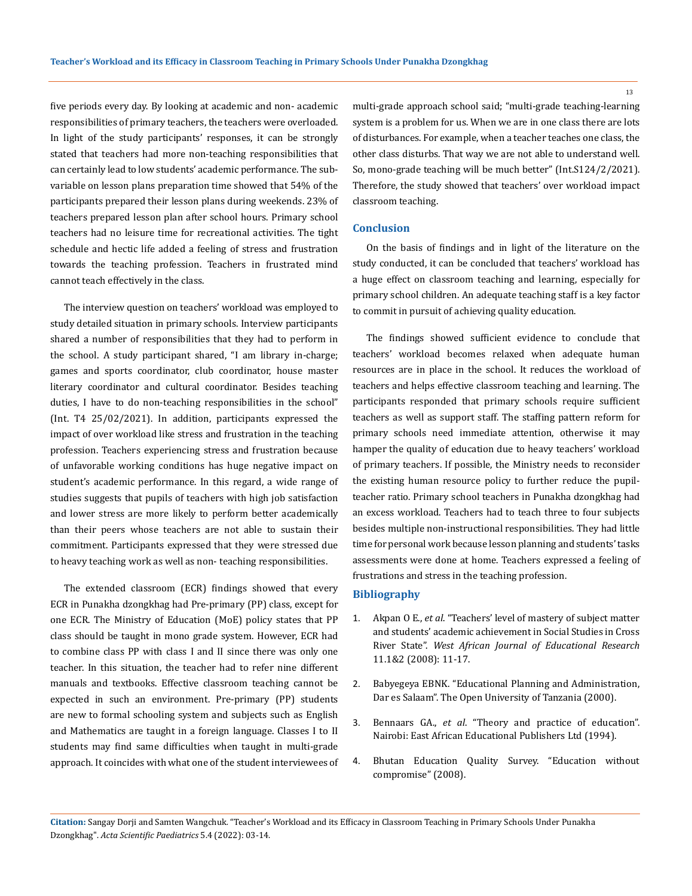five periods every day. By looking at academic and non- academic responsibilities of primary teachers, the teachers were overloaded. In light of the study participants' responses, it can be strongly stated that teachers had more non-teaching responsibilities that can certainly lead to low students' academic performance. The sub-variable on lesson plans preparation time showed that 54% of the participants prepared their lesson plans during weekends. 23% of teachers prepared lesson plan after school hours. Primary school teachers had no leisure time for recreational activities. The tight schedule and hectic life added a feeling of stress and frustration towards the teaching profession. Teachers in frustrated mind cannot teach effectively in the class.

The interview question on teachers' workload was employed to study detailed situation in primary schools. Interview participants shared a number of responsibilities that they had to perform in the school. A study participant shared, "I am library in-charge; games and sports coordinator, club coordinator, house master literary coordinator and cultural coordinator. Besides teaching duties, I have to do non-teaching responsibilities in the school" (Int. T4 25/02/2021). In addition, participants expressed the impact of over workload like stress and frustration in the teaching profession. Teachers experiencing stress and frustration because of unfavorable working conditions has huge negative impact on student's academic performance. In this regard, a wide range of studies suggests that pupils of teachers with high job satisfaction and lower stress are more likely to perform better academically than their peers whose teachers are not able to sustain their commitment. Participants expressed that they were stressed due to heavy teaching work as well as non- teaching responsibilities.

The extended classroom (ECR) findings showed that every ECR in Punakha dzongkhag had Pre-primary (PP) class, except for one ECR. The Ministry of Education (MoE) policy states that PP class should be taught in mono grade system. However, ECR had to combine class PP with class I and II since there was only one teacher. In this situation, the teacher had to refer nine different manuals and textbooks. Effective classroom teaching cannot be expected in such an environment. Pre-primary (PP) students are new to formal schooling system and subjects such as English and Mathematics are taught in a foreign language. Classes I to II students may find same difficulties when taught in multi-grade approach. It coincides with what one of the student interviewees of multi-grade approach school said; "multi-grade teaching-learning system is a problem for us. When we are in one class there are lots of disturbances. For example, when a teacher teaches one class, the other class disturbs. That way we are not able to understand well. So, mono-grade teaching will be much better" (Int.S124/2/2021). Therefore, the study showed that teachers' over workload impact classroom teaching.

## Conclusion

On the basis of findings and in light of the literature on the study conducted, it can be concluded that teachers' workload has a huge effect on classroom teaching and learning, especially for primary school children. An adequate teaching staff is a key factor to commit in pursuit of achieving quality education.

The findings showed sufficient evidence to conclude that teachers' workload becomes relaxed when adequate human resources are in place in the school. It reduces the workload of teachers and helps effective classroom teaching and learning. The participants responded that primary schools require sufficient teachers as well as support staff. The staffing pattern reform for primary schools need immediate attention, otherwise it may hamper the quality of education due to heavy teachers' workload of primary teachers. If possible, the Ministry needs to reconsider the existing human resource policy to further reduce the pupil-teacher ratio. Primary school teachers in Punakha dzongkhag had an excess workload. Teachers had to teach three to four subjects besides multiple non-instructional responsibilities. They had little time for personal work because lesson planning and students' tasks assessments were done at home. Teachers expressed a feeling of frustrations and stress in the teaching profession.

## Bibliography

1. Akpan O E., *et al*. "Teachers' level of mastery of subject matter and students' academic achievement in Social Studies in Cross River State". *West African Journal of Educational Research* 11.1&2 (2008): 11-17.
2. Babyegeya EBNK. "Educational Planning and Administration, Dar es Salaam". The Open University of Tanzania (2000).
3. Bennaars GA., *et al*. "Theory and practice of education". Nairobi: East African Educational Publishers Ltd (1994).
4. Bhutan Education Quality Survey. "Education without compromise" (2008).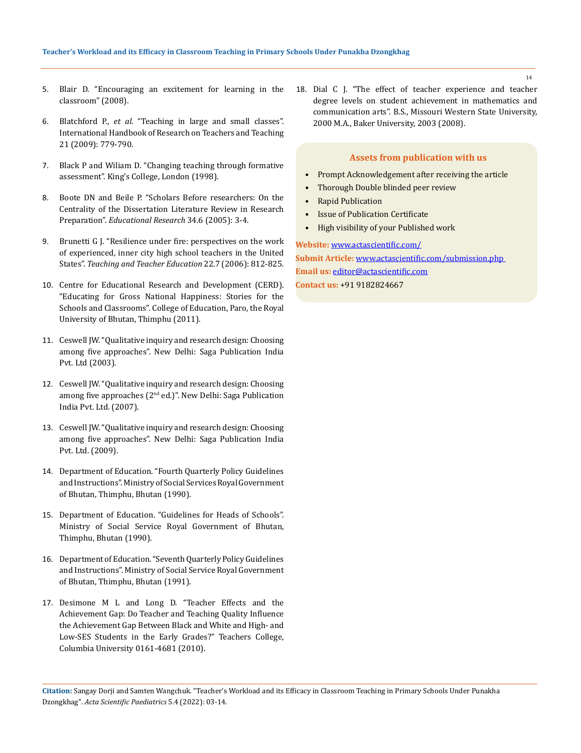5. Blair D. "Encouraging an excitement for learning in the classroom" (2008).
6. Blatchford P., *et al*. "Teaching in large and small classes". International Handbook of Research on Teachers and Teaching 21 (2009): 779-790.
7. Black P and Wiliam D. "Changing teaching through formative assessment". King's College, London (1998).
8. Boote DN and Beile P. "Scholars Before researchers: On the Centrality of the Dissertation Literature Review in Research Preparation". *Educational Research* 34.6 (2005): 3-4.
9. Brunetti G J. "Resilience under fire: perspectives on the work of experienced, inner city high school teachers in the United States". *Teaching and Teacher Education* 22.7 (2006): 812-825.
10. Centre for Educational Research and Development (CERD). "Educating for Gross National Happiness: Stories for the Schools and Classrooms". College of Education, Paro, the Royal University of Bhutan, Thimphu (2011).
11. Ceswell JW. "Qualitative inquiry and research design: Choosing among five approaches". New Delhi: Saga Publication India Pvt. Ltd (2003).
12. Ceswell JW. "Qualitative inquiry and research design: Choosing among five approaches (2nd ed.)". New Delhi: Saga Publication India Pvt. Ltd. (2007).
13. Ceswell JW. "Qualitative inquiry and research design: Choosing among five approaches". New Delhi: Saga Publication India Pvt. Ltd. (2009).
14. Department of Education. "Fourth Quarterly Policy Guidelines and Instructions". Ministry of Social Services Royal Government of Bhutan, Thimphu, Bhutan (1990).
15. Department of Education. "Guidelines for Heads of Schools". Ministry of Social Service Royal Government of Bhutan, Thimphu, Bhutan (1990).
16. Department of Education. "Seventh Quarterly Policy Guidelines and Instructions". Ministry of Social Service Royal Government of Bhutan, Thimphu, Bhutan (1991).
17. Desimone M L and Long D. "Teacher Effects and the Achievement Gap: Do Teacher and Teaching Quality Influence the Achievement Gap Between Black and White and High- and Low-SES Students in the Early Grades?" Teachers College, Columbia University 0161-4681 (2010).
18. Dial C J. "The effect of teacher experience and teacher degree levels on student achievement in mathematics and communication arts". B.S., Missouri Western State University, 2000 M.A., Baker University, 2003 (2008).

**Assets from publication with us**

- Prompt Acknowledgement after receiving the article
- Thorough Double blinded peer review
- Rapid Publication
- Issue of Publication Certificate
- High visibility of your Published work

**Website:** www.actascientific.com/

**Submit Article:** www.actascientific.com/submission.php

**Email us:** editor@actascientific.com

**Contact us:** +91 9182824667